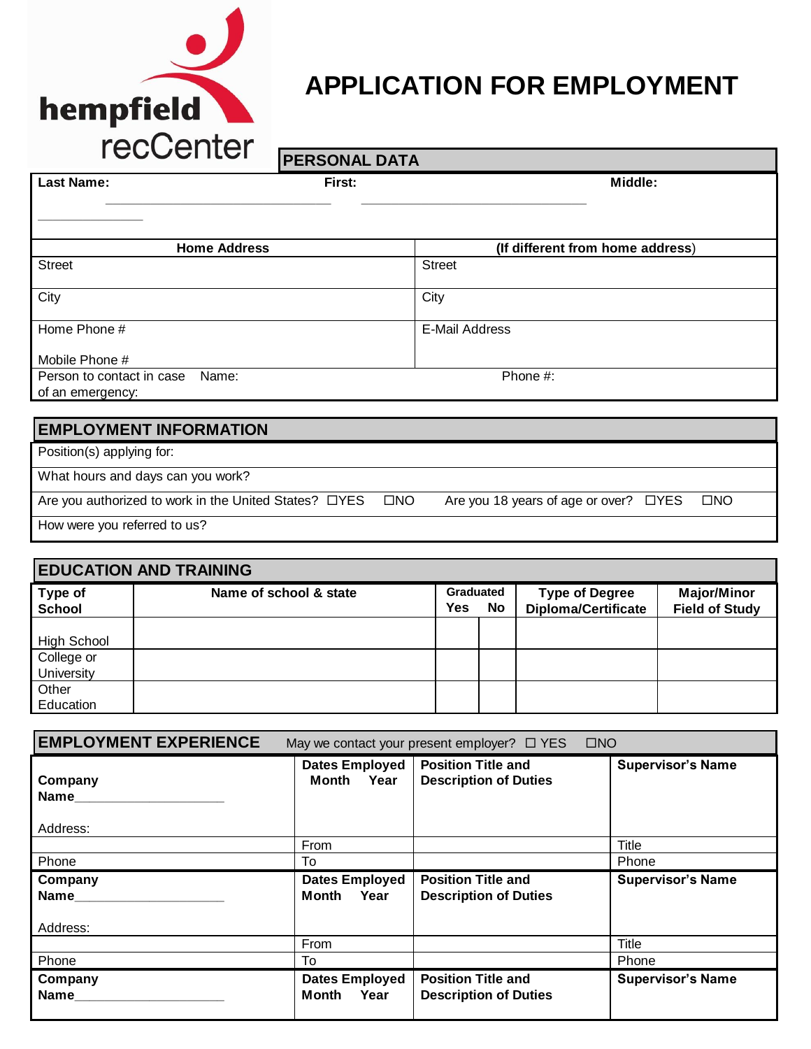hempfield recCenter

# APPLICATION FOR EMPLOYMENT

## PERSONAL DATA

| Last Name: | First: | Middle: |
|---|---|---|
| ______________________________ | ______________________________ | ______________ |

| Home Address | (If different from home address) |
|---|---|
| Street | Street |
| City | City |
| Home Phone #<br><br>Mobile Phone # | E-Mail Address |
| Person to contact in case of an emergency: Name: | Phone #: |

## EMPLOYMENT INFORMATION

Position(s) applying for:

What hours and days can you work?

Are you authorized to work in the United States? ☐YES ☐NO    Are you 18 years of age or over? ☐YES ☐NO

How were you referred to us?

## EDUCATION AND TRAINING

| Type of School | Name of school & state | Graduated Yes | No | Type of Degree Diploma/Certificate | Major/Minor Field of Study |
|---|---|---|---|---|---|
| High School | | | | | |
| College or University | | | | | |
| Other Education | | | | | |

## EMPLOYMENT EXPERIENCE

May we contact your present employer? ☐ YES ☐NO

| Company Name____________________<br><br>Address: | Dates Employed<br>Month Year | Position Title and Description of Duties | Supervisor's Name |
|---|---|---|---|
| | From | | Title |
| Phone | To | | Phone |
| Company Name____________________<br><br>Address: | Dates Employed<br>Month Year | Position Title and Description of Duties | Supervisor's Name |
| | From | | Title |
| Phone | To | | Phone |
| Company Name____________________ | Dates Employed<br>Month Year | Position Title and Description of Duties | Supervisor's Name |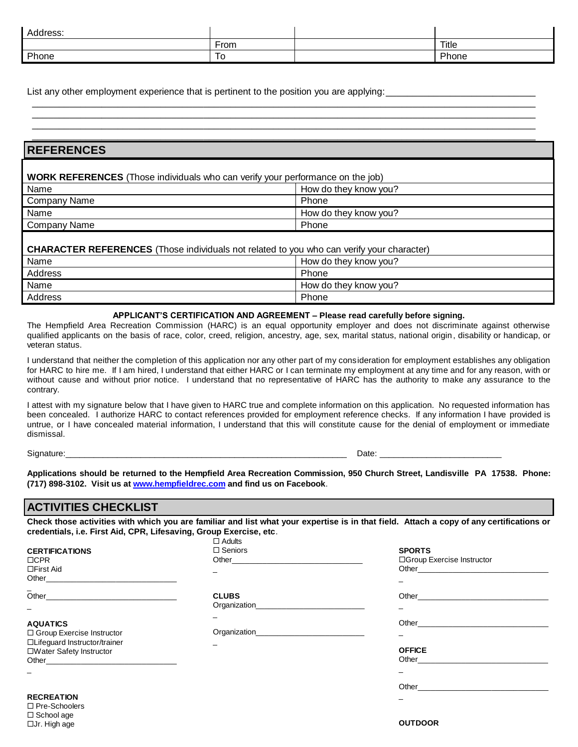| Address: | | | |
|---|---|---|---|
| | From | | Title |
| Phone | To | | Phone |

List any other employment experience that is pertinent to the position you are applying:____________________________

________________________________________________________________________________________________

________________________________________________________________________________________________

________________________________________________________________________________________________

________________________________________________________________________________________________

## REFERENCES

**WORK REFERENCES** (Those individuals who can verify your performance on the job)

| Name | How do they know you? |
|---|---|
| Company Name | Phone |
| Name | How do they know you? |
| Company Name | Phone |

**CHARACTER REFERENCES** (Those individuals not related to you who can verify your character)

| Name | How do they know you? |
|---|---|
| Address | Phone |
| Name | How do they know you? |
| Address | Phone |

**APPLICANT'S CERTIFICATION AND AGREEMENT – Please read carefully before signing.**

The Hempfield Area Recreation Commission (HARC) is an equal opportunity employer and does not discriminate against otherwise qualified applicants on the basis of race, color, creed, religion, ancestry, age, sex, marital status, national origin, disability or handicap, or veteran status.

I understand that neither the completion of this application nor any other part of my consideration for employment establishes any obligation for HARC to hire me. If I am hired, I understand that either HARC or I can terminate my employment at any time and for any reason, with or without cause and without prior notice. I understand that no representative of HARC has the authority to make any assurance to the contrary.

I attest with my signature below that I have given to HARC true and complete information on this application. No requested information has been concealed. I authorize HARC to contact references provided for employment reference checks. If any information I have provided is untrue, or I have concealed material information, I understand that this will constitute cause for the denial of employment or immediate dismissal.

Signature:_____________________________________________________________ Date: __________________________

**Applications should be returned to the Hempfield Area Recreation Commission, 950 Church Street, Landisville PA 17538. Phone: (717) 898-3102. Visit us at [www.hempfieldrec.com](http://www.hempfieldrec.com) and find us on Facebook**.

## ACTIVITIES CHECKLIST

**Check those activities with which you are familiar and list what your expertise is in that field. Attach a copy of any certifications or credentials, i.e. First Aid, CPR, Lifesaving, Group Exercise, etc**.

**CERTIFICATIONS**
- ☐CPR
- ☐First Aid
- Other______________________________
- Other______________________________

**AQUATICS**
- ☐ Group Exercise Instructor
- ☐Lifeguard Instructor/trainer
- ☐Water Safety Instructor
- Other______________________________

**RECREATION**
- ☐ Pre-Schoolers
- ☐ School age
- ☐Jr. High age
- ☐ Adults
- ☐ Seniors
- Other______________________________

**CLUBS**
- Organization________________________
- Organization________________________

**SPORTS**
- ☐Group Exercise Instructor
- Other______________________________
- Other______________________________
- Other______________________________

**OFFICE**
- Other______________________________
- Other______________________________

**OUTDOOR**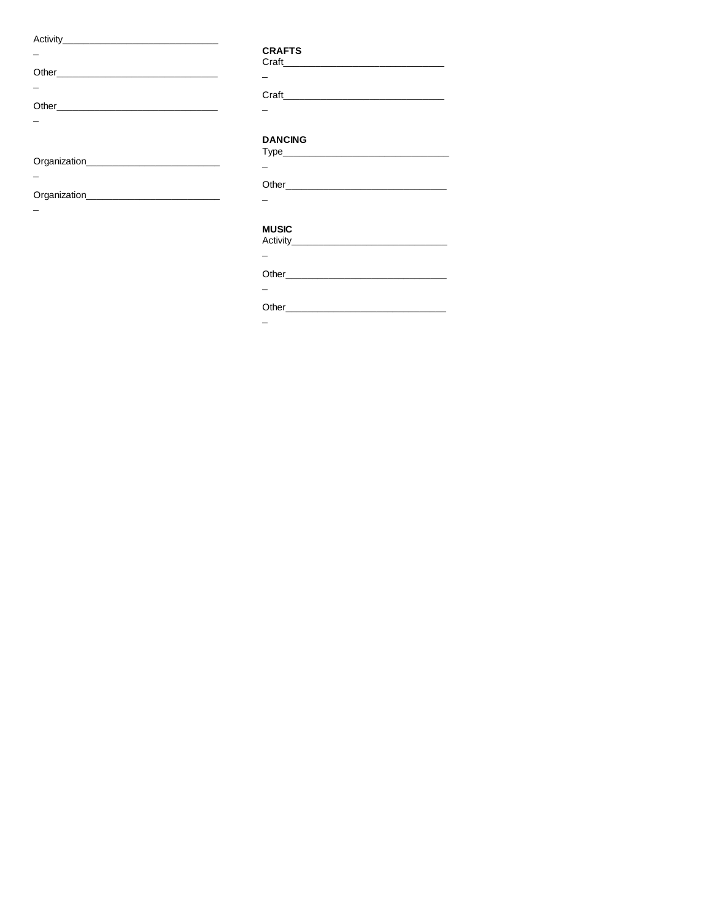Activity_____________________________
_

Other______________________________
_

Other______________________________
_

Organization_________________________
_

Organization_________________________
_

**CRAFTS**

Craft______________________________
_

Craft______________________________
_

**DANCING**

Type_______________________________
_

Other______________________________
_

**MUSIC**

Activity_____________________________
_

Other______________________________
_

Other______________________________
_